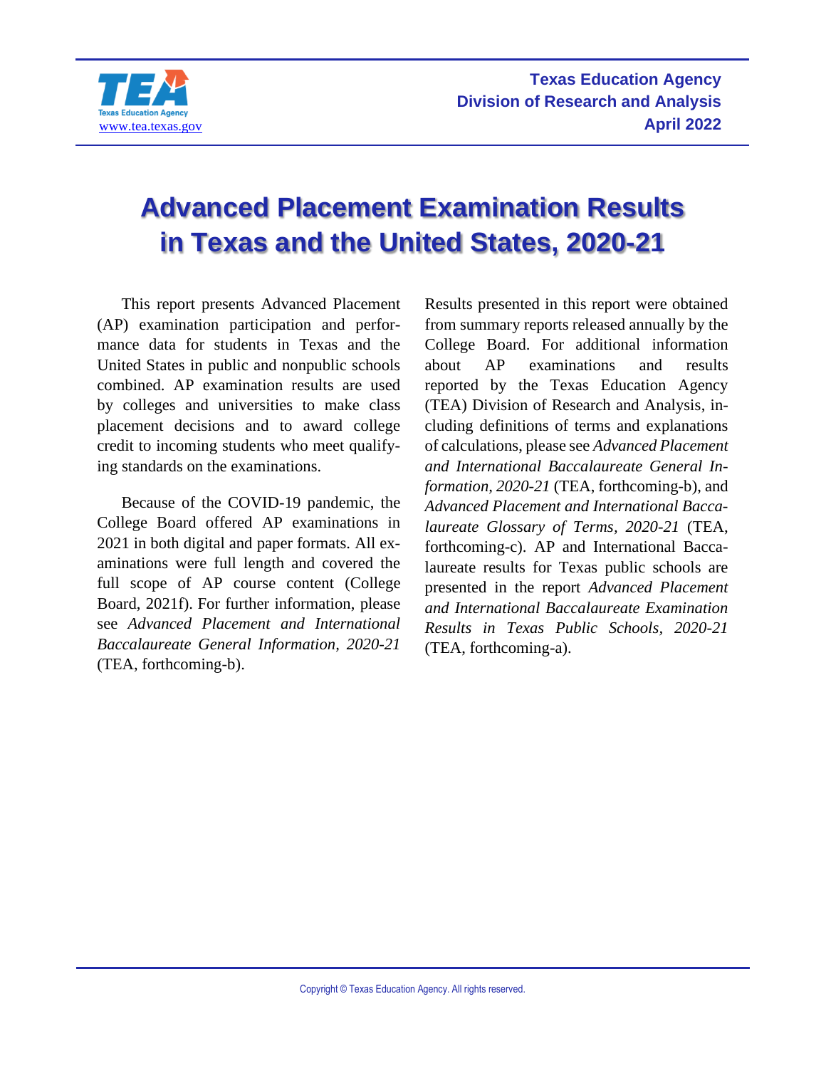Texas Education Agency
Division of Research and Analysis
April 2022

# Advanced Placement Examination Results in Texas and the United States, 2020-21

This report presents Advanced Placement (AP) examination participation and performance data for students in Texas and the United States in public and nonpublic schools combined. AP examination results are used by colleges and universities to make class placement decisions and to award college credit to incoming students who meet qualifying standards on the examinations.

Because of the COVID-19 pandemic, the College Board offered AP examinations in 2021 in both digital and paper formats. All examinations were full length and covered the full scope of AP course content (College Board, 2021f). For further information, please see *Advanced Placement and International Baccalaureate General Information, 2020-21* (TEA, forthcoming-b).

Results presented in this report were obtained from summary reports released annually by the College Board. For additional information about AP examinations and results reported by the Texas Education Agency (TEA) Division of Research and Analysis, including definitions of terms and explanations of calculations, please see *Advanced Placement and International Baccalaureate General Information, 2020-21* (TEA, forthcoming-b), and *Advanced Placement and International Baccalaureate Glossary of Terms, 2020-21* (TEA, forthcoming-c). AP and International Baccalaureate results for Texas public schools are presented in the report *Advanced Placement and International Baccalaureate Examination Results in Texas Public Schools, 2020-21* (TEA, forthcoming-a).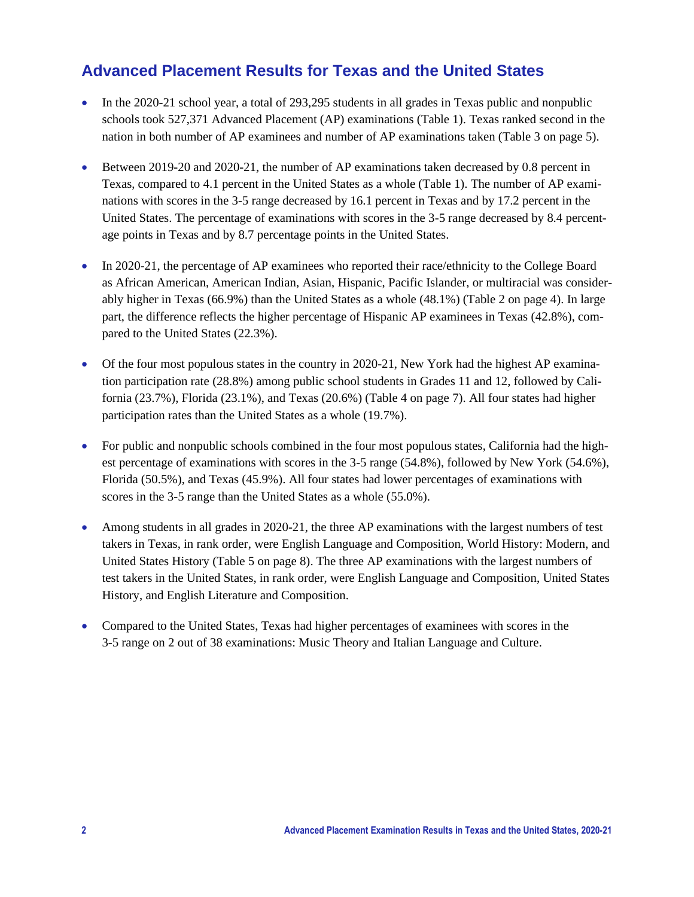## Advanced Placement Results for Texas and the United States

- In the 2020-21 school year, a total of 293,295 students in all grades in Texas public and nonpublic schools took 527,371 Advanced Placement (AP) examinations (Table 1). Texas ranked second in the nation in both number of AP examinees and number of AP examinations taken (Table 3 on page 5).
- Between 2019-20 and 2020-21, the number of AP examinations taken decreased by 0.8 percent in Texas, compared to 4.1 percent in the United States as a whole (Table 1). The number of AP examinations with scores in the 3-5 range decreased by 16.1 percent in Texas and by 17.2 percent in the United States. The percentage of examinations with scores in the 3-5 range decreased by 8.4 percentage points in Texas and by 8.7 percentage points in the United States.
- In 2020-21, the percentage of AP examinees who reported their race/ethnicity to the College Board as African American, American Indian, Asian, Hispanic, Pacific Islander, or multiracial was considerably higher in Texas (66.9%) than the United States as a whole (48.1%) (Table 2 on page 4). In large part, the difference reflects the higher percentage of Hispanic AP examinees in Texas (42.8%), compared to the United States (22.3%).
- Of the four most populous states in the country in 2020-21, New York had the highest AP examination participation rate (28.8%) among public school students in Grades 11 and 12, followed by California (23.7%), Florida (23.1%), and Texas (20.6%) (Table 4 on page 7). All four states had higher participation rates than the United States as a whole (19.7%).
- For public and nonpublic schools combined in the four most populous states, California had the highest percentage of examinations with scores in the 3-5 range (54.8%), followed by New York (54.6%), Florida (50.5%), and Texas (45.9%). All four states had lower percentages of examinations with scores in the 3-5 range than the United States as a whole (55.0%).
- Among students in all grades in 2020-21, the three AP examinations with the largest numbers of test takers in Texas, in rank order, were English Language and Composition, World History: Modern, and United States History (Table 5 on page 8). The three AP examinations with the largest numbers of test takers in the United States, in rank order, were English Language and Composition, United States History, and English Literature and Composition.
- Compared to the United States, Texas had higher percentages of examinees with scores in the 3-5 range on 2 out of 38 examinations: Music Theory and Italian Language and Culture.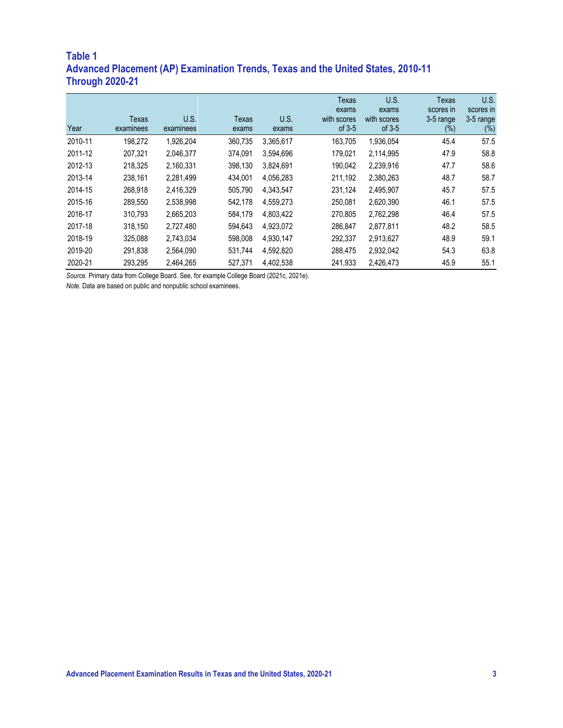## Table 1
## Advanced Placement (AP) Examination Trends, Texas and the United States, 2010-11 Through 2020-21

| Year | Texas examinees | U.S. examinees | Texas exams | U.S. exams | Texas exams with scores of 3-5 | U.S. exams with scores of 3-5 | Texas scores in 3-5 range (%) | U.S. scores in 3-5 range (%) |
|---|---|---|---|---|---|---|---|---|
| 2010-11 | 198,272 | 1,926,204 | 360,735 | 3,365,617 | 163,705 | 1,936,054 | 45.4 | 57.5 |
| 2011-12 | 207,321 | 2,046,377 | 374,091 | 3,594,696 | 179,021 | 2,114,995 | 47.9 | 58.8 |
| 2012-13 | 218,325 | 2,160,331 | 398,130 | 3,824,691 | 190,042 | 2,239,916 | 47.7 | 58.6 |
| 2013-14 | 238,161 | 2,281,499 | 434,001 | 4,056,283 | 211,192 | 2,380,263 | 48.7 | 58.7 |
| 2014-15 | 268,918 | 2,416,329 | 505,790 | 4,343,547 | 231,124 | 2,495,907 | 45.7 | 57.5 |
| 2015-16 | 289,550 | 2,538,998 | 542,178 | 4,559,273 | 250,081 | 2,620,390 | 46.1 | 57.5 |
| 2016-17 | 310,793 | 2,665,203 | 584,179 | 4,803,422 | 270,805 | 2,762,298 | 46.4 | 57.5 |
| 2017-18 | 318,150 | 2,727,480 | 594,643 | 4,923,072 | 286,847 | 2,877,811 | 48.2 | 58.5 |
| 2018-19 | 325,088 | 2,743,034 | 598,008 | 4,930,147 | 292,337 | 2,913,627 | 48.9 | 59.1 |
| 2019-20 | 291,838 | 2,564,090 | 531,744 | 4,592,820 | 288,475 | 2,932,042 | 54.3 | 63.8 |
| 2020-21 | 293,295 | 2,464,265 | 527,371 | 4,402,538 | 241,933 | 2,426,473 | 45.9 | 55.1 |

*Source.* Primary data from College Board. See, for example College Board (2021c, 2021e).

*Note.* Data are based on public and nonpublic school examinees.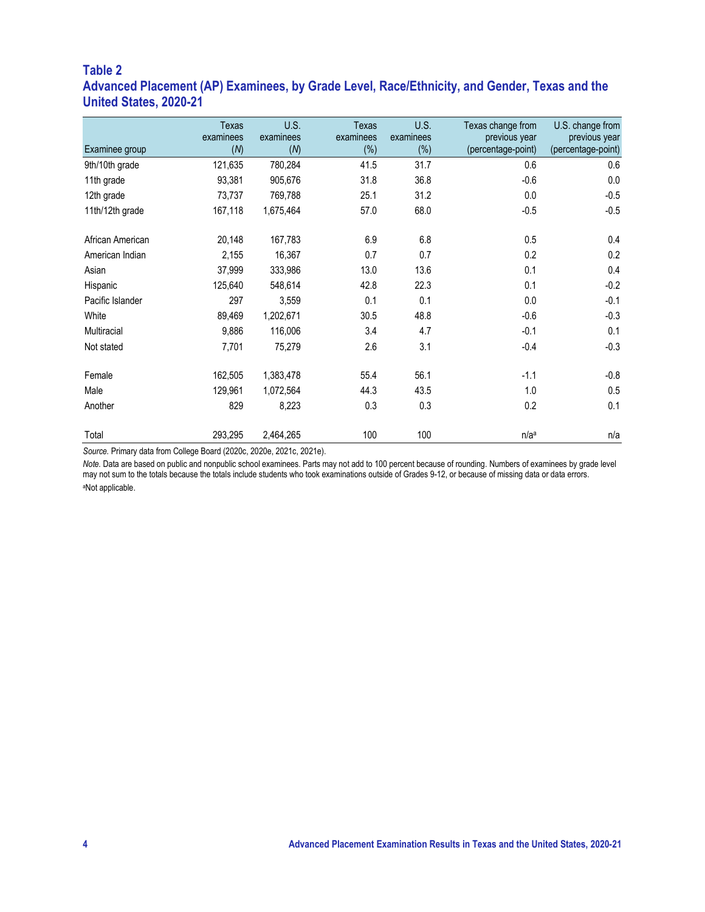## Table 2

## Advanced Placement (AP) Examinees, by Grade Level, Race/Ethnicity, and Gender, Texas and the United States, 2020-21

| Examinee group | Texas examinees (*N*) | U.S. examinees (*N*) | Texas examinees (%) | U.S. examinees (%) | Texas change from previous year (percentage-point) | U.S. change from previous year (percentage-point) |
|---|---|---|---|---|---|---|
| 9th/10th grade | 121,635 | 780,284 | 41.5 | 31.7 | 0.6 | 0.6 |
| 11th grade | 93,381 | 905,676 | 31.8 | 36.8 | -0.6 | 0.0 |
| 12th grade | 73,737 | 769,788 | 25.1 | 31.2 | 0.0 | -0.5 |
| 11th/12th grade | 167,118 | 1,675,464 | 57.0 | 68.0 | -0.5 | -0.5 |
| | | | | | | |
| African American | 20,148 | 167,783 | 6.9 | 6.8 | 0.5 | 0.4 |
| American Indian | 2,155 | 16,367 | 0.7 | 0.7 | 0.2 | 0.2 |
| Asian | 37,999 | 333,986 | 13.0 | 13.6 | 0.1 | 0.4 |
| Hispanic | 125,640 | 548,614 | 42.8 | 22.3 | 0.1 | -0.2 |
| Pacific Islander | 297 | 3,559 | 0.1 | 0.1 | 0.0 | -0.1 |
| White | 89,469 | 1,202,671 | 30.5 | 48.8 | -0.6 | -0.3 |
| Multiracial | 9,886 | 116,006 | 3.4 | 4.7 | -0.1 | 0.1 |
| Not stated | 7,701 | 75,279 | 2.6 | 3.1 | -0.4 | -0.3 |
| | | | | | | |
| Female | 162,505 | 1,383,478 | 55.4 | 56.1 | -1.1 | -0.8 |
| Male | 129,961 | 1,072,564 | 44.3 | 43.5 | 1.0 | 0.5 |
| Another | 829 | 8,223 | 0.3 | 0.3 | 0.2 | 0.1 |
| | | | | | | |
| Total | 293,295 | 2,464,265 | 100 | 100 | n/a[a] | n/a |

*Source.* Primary data from College Board (2020c, 2020e, 2021c, 2021e).

*Note.* Data are based on public and nonpublic school examinees. Parts may not add to 100 percent because of rounding. Numbers of examinees by grade level may not sum to the totals because the totals include students who took examinations outside of Grades 9-12, or because of missing data or data errors.

[a]Not applicable.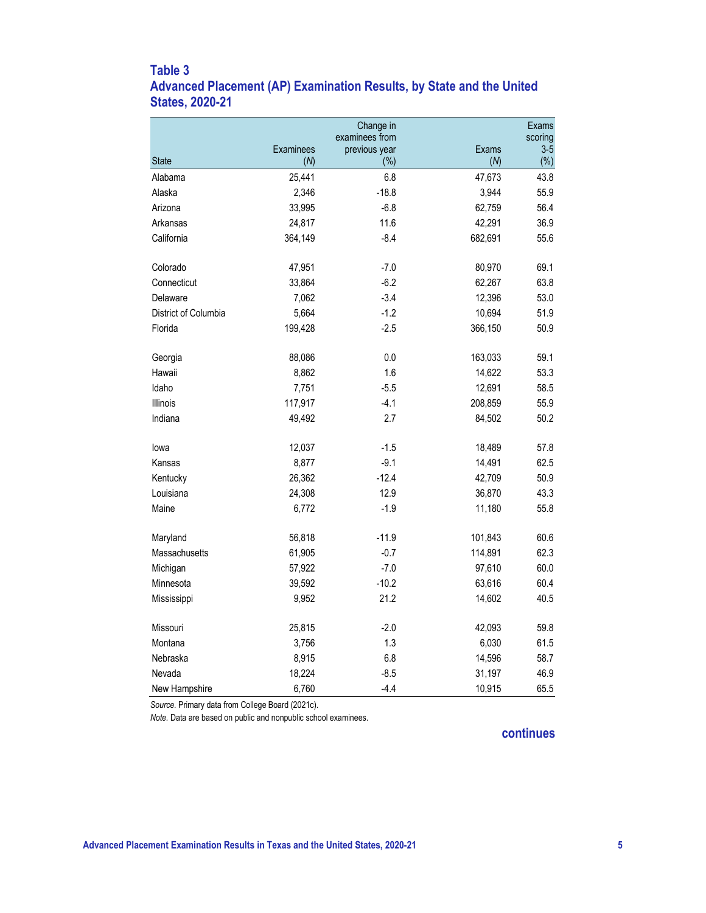## Table 3
## Advanced Placement (AP) Examination Results, by State and the United States, 2020-21

| State | Examinees (*N*) | Change in examinees from previous year (%) | Exams (*N*) | Exams scoring 3-5 (%) |
|---|---|---|---|---|
| Alabama | 25,441 | 6.8 | 47,673 | 43.8 |
| Alaska | 2,346 | -18.8 | 3,944 | 55.9 |
| Arizona | 33,995 | -6.8 | 62,759 | 56.4 |
| Arkansas | 24,817 | 11.6 | 42,291 | 36.9 |
| California | 364,149 | -8.4 | 682,691 | 55.6 |
| Colorado | 47,951 | -7.0 | 80,970 | 69.1 |
| Connecticut | 33,864 | -6.2 | 62,267 | 63.8 |
| Delaware | 7,062 | -3.4 | 12,396 | 53.0 |
| District of Columbia | 5,664 | -1.2 | 10,694 | 51.9 |
| Florida | 199,428 | -2.5 | 366,150 | 50.9 |
| Georgia | 88,086 | 0.0 | 163,033 | 59.1 |
| Hawaii | 8,862 | 1.6 | 14,622 | 53.3 |
| Idaho | 7,751 | -5.5 | 12,691 | 58.5 |
| Illinois | 117,917 | -4.1 | 208,859 | 55.9 |
| Indiana | 49,492 | 2.7 | 84,502 | 50.2 |
| Iowa | 12,037 | -1.5 | 18,489 | 57.8 |
| Kansas | 8,877 | -9.1 | 14,491 | 62.5 |
| Kentucky | 26,362 | -12.4 | 42,709 | 50.9 |
| Louisiana | 24,308 | 12.9 | 36,870 | 43.3 |
| Maine | 6,772 | -1.9 | 11,180 | 55.8 |
| Maryland | 56,818 | -11.9 | 101,843 | 60.6 |
| Massachusetts | 61,905 | -0.7 | 114,891 | 62.3 |
| Michigan | 57,922 | -7.0 | 97,610 | 60.0 |
| Minnesota | 39,592 | -10.2 | 63,616 | 60.4 |
| Mississippi | 9,952 | 21.2 | 14,602 | 40.5 |
| Missouri | 25,815 | -2.0 | 42,093 | 59.8 |
| Montana | 3,756 | 1.3 | 6,030 | 61.5 |
| Nebraska | 8,915 | 6.8 | 14,596 | 58.7 |
| Nevada | 18,224 | -8.5 | 31,197 | 46.9 |
| New Hampshire | 6,760 | -4.4 | 10,915 | 65.5 |

*Source.* Primary data from College Board (2021c).

*Note.* Data are based on public and nonpublic school examinees.

**continues**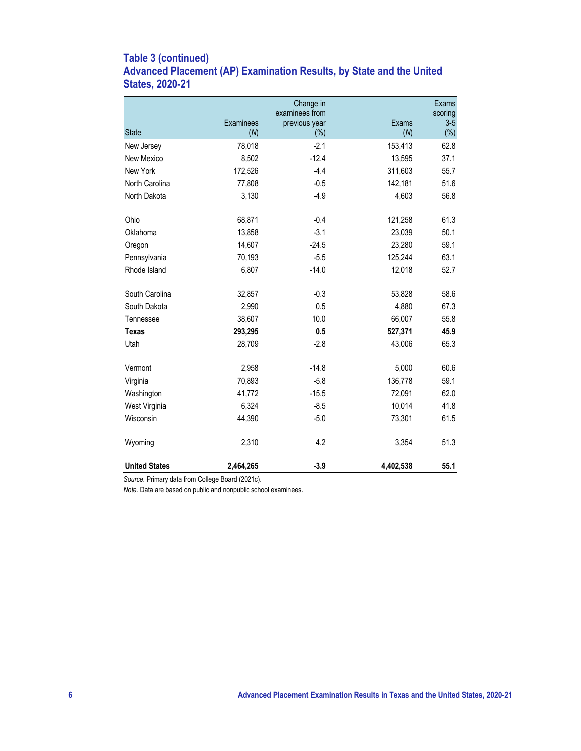### Table 3 (continued)
### Advanced Placement (AP) Examination Results, by State and the United States, 2020-21

| State | Examinees (*N*) | Change in examinees from previous year (%) | Exams (*N*) | Exams scoring 3-5 (%) |
|---|---|---|---|---|
| New Jersey | 78,018 | -2.1 | 153,413 | 62.8 |
| New Mexico | 8,502 | -12.4 | 13,595 | 37.1 |
| New York | 172,526 | -4.4 | 311,603 | 55.7 |
| North Carolina | 77,808 | -0.5 | 142,181 | 51.6 |
| North Dakota | 3,130 | -4.9 | 4,603 | 56.8 |
| Ohio | 68,871 | -0.4 | 121,258 | 61.3 |
| Oklahoma | 13,858 | -3.1 | 23,039 | 50.1 |
| Oregon | 14,607 | -24.5 | 23,280 | 59.1 |
| Pennsylvania | 70,193 | -5.5 | 125,244 | 63.1 |
| Rhode Island | 6,807 | -14.0 | 12,018 | 52.7 |
| South Carolina | 32,857 | -0.3 | 53,828 | 58.6 |
| South Dakota | 2,990 | 0.5 | 4,880 | 67.3 |
| Tennessee | 38,607 | 10.0 | 66,007 | 55.8 |
| **Texas** | **293,295** | **0.5** | **527,371** | **45.9** |
| Utah | 28,709 | -2.8 | 43,006 | 65.3 |
| Vermont | 2,958 | -14.8 | 5,000 | 60.6 |
| Virginia | 70,893 | -5.8 | 136,778 | 59.1 |
| Washington | 41,772 | -15.5 | 72,091 | 62.0 |
| West Virginia | 6,324 | -8.5 | 10,014 | 41.8 |
| Wisconsin | 44,390 | -5.0 | 73,301 | 61.5 |
| Wyoming | 2,310 | 4.2 | 3,354 | 51.3 |
| **United States** | **2,464,265** | **-3.9** | **4,402,538** | **55.1** |

*Source.* Primary data from College Board (2021c).

*Note.* Data are based on public and nonpublic school examinees.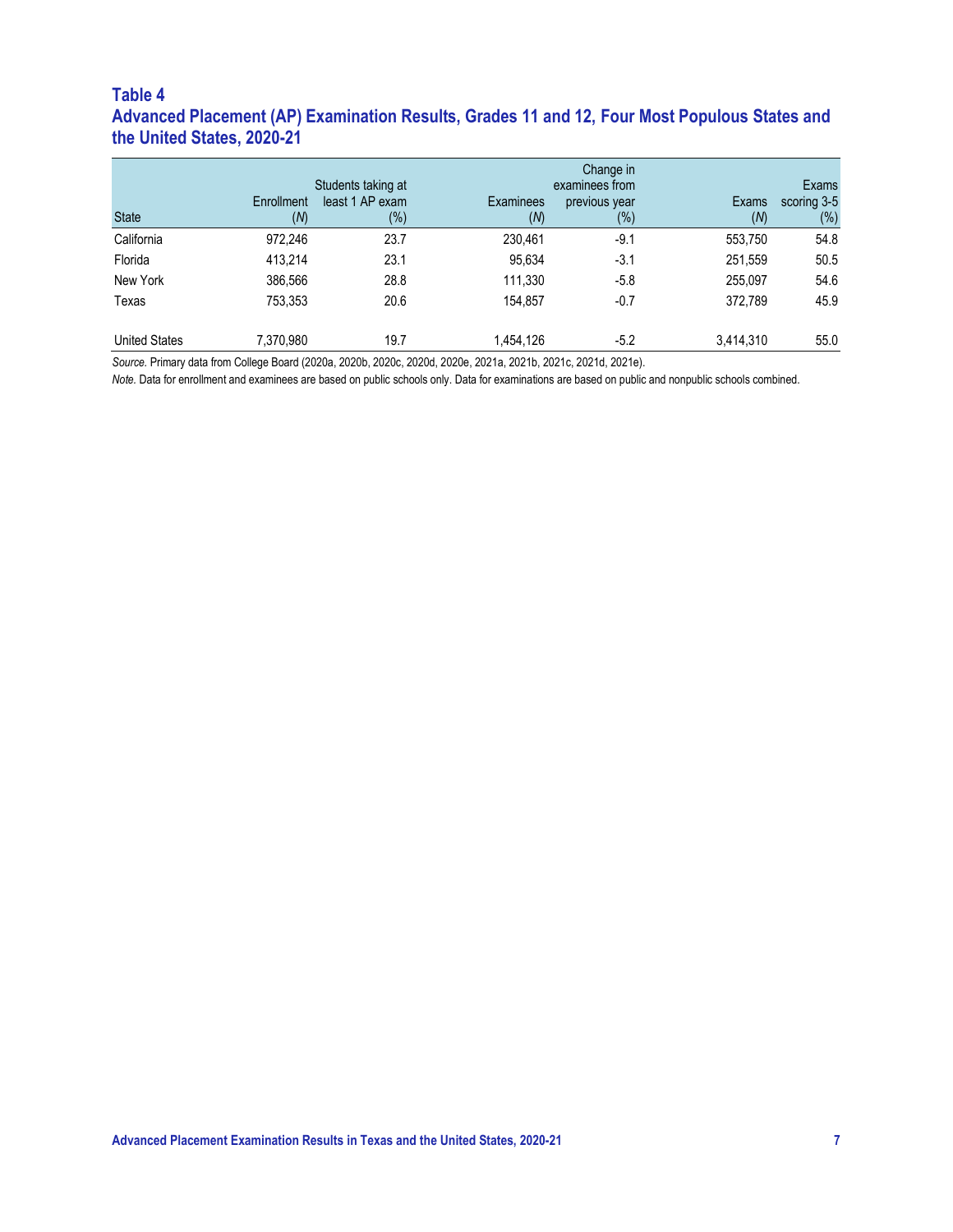### Table 4
### Advanced Placement (AP) Examination Results, Grades 11 and 12, Four Most Populous States and the United States, 2020-21

| State | Enrollment (*N*) | Students taking at least 1 AP exam (%) | Examinees (*N*) | Change in examinees from previous year (%) | Exams (*N*) | Exams scoring 3-5 (%) |
|---|---|---|---|---|---|---|
| California | 972,246 | 23.7 | 230,461 | -9.1 | 553,750 | 54.8 |
| Florida | 413,214 | 23.1 | 95,634 | -3.1 | 251,559 | 50.5 |
| New York | 386,566 | 28.8 | 111,330 | -5.8 | 255,097 | 54.6 |
| Texas | 753,353 | 20.6 | 154,857 | -0.7 | 372,789 | 45.9 |
| United States | 7,370,980 | 19.7 | 1,454,126 | -5.2 | 3,414,310 | 55.0 |

*Source.* Primary data from College Board (2020a, 2020b, 2020c, 2020d, 2020e, 2021a, 2021b, 2021c, 2021d, 2021e).

*Note.* Data for enrollment and examinees are based on public schools only. Data for examinations are based on public and nonpublic schools combined.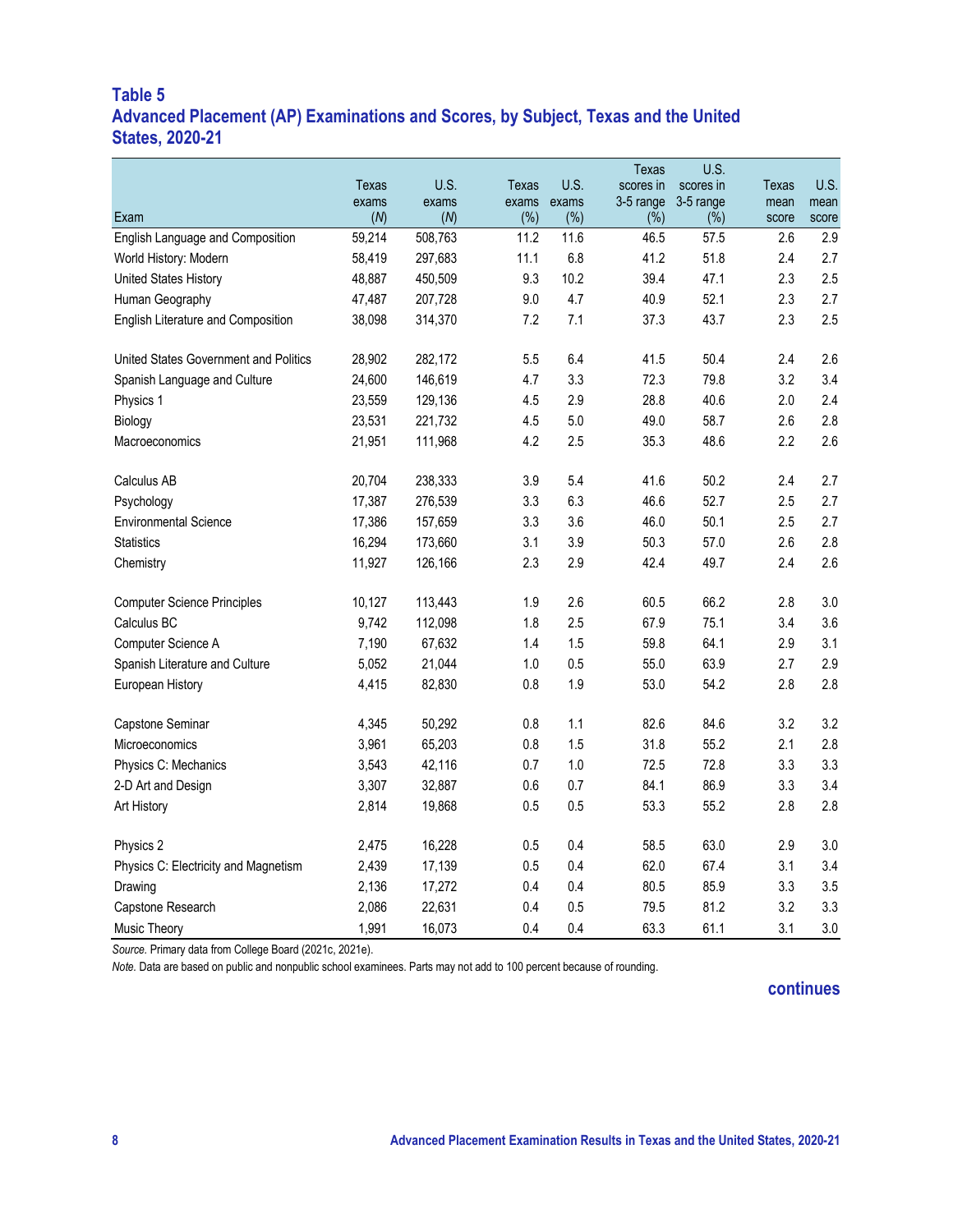## Table 5
## Advanced Placement (AP) Examinations and Scores, by Subject, Texas and the United States, 2020-21

| Exam | Texas exams (*N*) | U.S. exams (*N*) | Texas exams (%) | U.S. exams (%) | Texas scores in 3-5 range (%) | U.S. scores in 3-5 range (%) | Texas mean score | U.S. mean score |
|---|---|---|---|---|---|---|---|---|
| English Language and Composition | 59,214 | 508,763 | 11.2 | 11.6 | 46.5 | 57.5 | 2.6 | 2.9 |
| World History: Modern | 58,419 | 297,683 | 11.1 | 6.8 | 41.2 | 51.8 | 2.4 | 2.7 |
| United States History | 48,887 | 450,509 | 9.3 | 10.2 | 39.4 | 47.1 | 2.3 | 2.5 |
| Human Geography | 47,487 | 207,728 | 9.0 | 4.7 | 40.9 | 52.1 | 2.3 | 2.7 |
| English Literature and Composition | 38,098 | 314,370 | 7.2 | 7.1 | 37.3 | 43.7 | 2.3 | 2.5 |
| United States Government and Politics | 28,902 | 282,172 | 5.5 | 6.4 | 41.5 | 50.4 | 2.4 | 2.6 |
| Spanish Language and Culture | 24,600 | 146,619 | 4.7 | 3.3 | 72.3 | 79.8 | 3.2 | 3.4 |
| Physics 1 | 23,559 | 129,136 | 4.5 | 2.9 | 28.8 | 40.6 | 2.0 | 2.4 |
| Biology | 23,531 | 221,732 | 4.5 | 5.0 | 49.0 | 58.7 | 2.6 | 2.8 |
| Macroeconomics | 21,951 | 111,968 | 4.2 | 2.5 | 35.3 | 48.6 | 2.2 | 2.6 |
| Calculus AB | 20,704 | 238,333 | 3.9 | 5.4 | 41.6 | 50.2 | 2.4 | 2.7 |
| Psychology | 17,387 | 276,539 | 3.3 | 6.3 | 46.6 | 52.7 | 2.5 | 2.7 |
| Environmental Science | 17,386 | 157,659 | 3.3 | 3.6 | 46.0 | 50.1 | 2.5 | 2.7 |
| Statistics | 16,294 | 173,660 | 3.1 | 3.9 | 50.3 | 57.0 | 2.6 | 2.8 |
| Chemistry | 11,927 | 126,166 | 2.3 | 2.9 | 42.4 | 49.7 | 2.4 | 2.6 |
| Computer Science Principles | 10,127 | 113,443 | 1.9 | 2.6 | 60.5 | 66.2 | 2.8 | 3.0 |
| Calculus BC | 9,742 | 112,098 | 1.8 | 2.5 | 67.9 | 75.1 | 3.4 | 3.6 |
| Computer Science A | 7,190 | 67,632 | 1.4 | 1.5 | 59.8 | 64.1 | 2.9 | 3.1 |
| Spanish Literature and Culture | 5,052 | 21,044 | 1.0 | 0.5 | 55.0 | 63.9 | 2.7 | 2.9 |
| European History | 4,415 | 82,830 | 0.8 | 1.9 | 53.0 | 54.2 | 2.8 | 2.8 |
| Capstone Seminar | 4,345 | 50,292 | 0.8 | 1.1 | 82.6 | 84.6 | 3.2 | 3.2 |
| Microeconomics | 3,961 | 65,203 | 0.8 | 1.5 | 31.8 | 55.2 | 2.1 | 2.8 |
| Physics C: Mechanics | 3,543 | 42,116 | 0.7 | 1.0 | 72.5 | 72.8 | 3.3 | 3.3 |
| 2-D Art and Design | 3,307 | 32,887 | 0.6 | 0.7 | 84.1 | 86.9 | 3.3 | 3.4 |
| Art History | 2,814 | 19,868 | 0.5 | 0.5 | 53.3 | 55.2 | 2.8 | 2.8 |
| Physics 2 | 2,475 | 16,228 | 0.5 | 0.4 | 58.5 | 63.0 | 2.9 | 3.0 |
| Physics C: Electricity and Magnetism | 2,439 | 17,139 | 0.5 | 0.4 | 62.0 | 67.4 | 3.1 | 3.4 |
| Drawing | 2,136 | 17,272 | 0.4 | 0.4 | 80.5 | 85.9 | 3.3 | 3.5 |
| Capstone Research | 2,086 | 22,631 | 0.4 | 0.5 | 79.5 | 81.2 | 3.2 | 3.3 |
| Music Theory | 1,991 | 16,073 | 0.4 | 0.4 | 63.3 | 61.1 | 3.1 | 3.0 |

*Source.* Primary data from College Board (2021c, 2021e).

*Note.* Data are based on public and nonpublic school examinees. Parts may not add to 100 percent because of rounding.

**continues**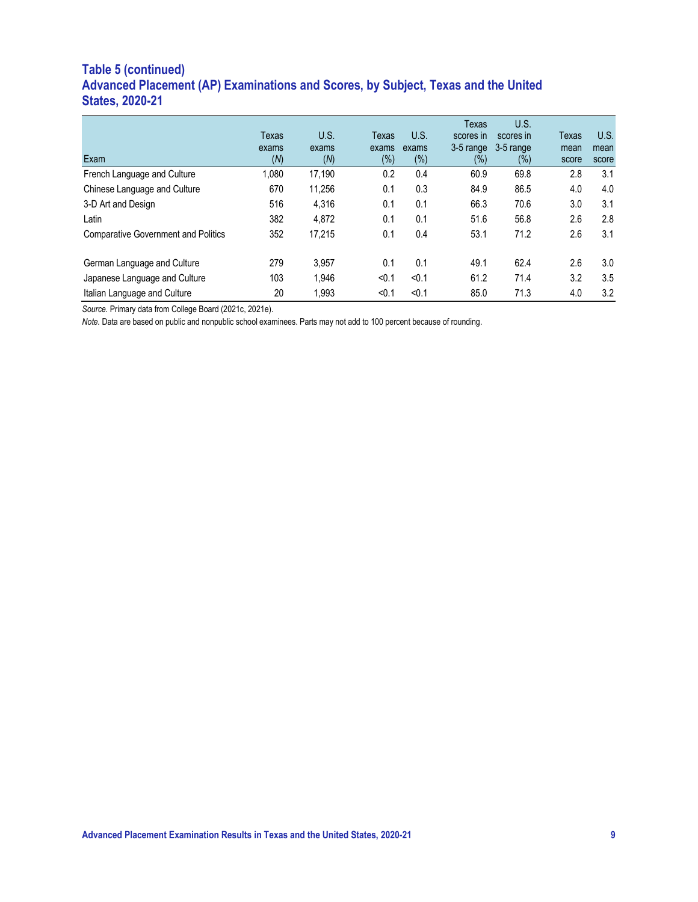## Table 5 (continued)
## Advanced Placement (AP) Examinations and Scores, by Subject, Texas and the United States, 2020-21

| Exam | Texas exams (*N*) | U.S. exams (*N*) | Texas exams (%) | U.S. exams (%) | Texas scores in 3-5 range (%) | U.S. scores in 3-5 range (%) | Texas mean score | U.S. mean score |
|---|---|---|---|---|---|---|---|---|
| French Language and Culture | 1,080 | 17,190 | 0.2 | 0.4 | 60.9 | 69.8 | 2.8 | 3.1 |
| Chinese Language and Culture | 670 | 11,256 | 0.1 | 0.3 | 84.9 | 86.5 | 4.0 | 4.0 |
| 3-D Art and Design | 516 | 4,316 | 0.1 | 0.1 | 66.3 | 70.6 | 3.0 | 3.1 |
| Latin | 382 | 4,872 | 0.1 | 0.1 | 51.6 | 56.8 | 2.6 | 2.8 |
| Comparative Government and Politics | 352 | 17,215 | 0.1 | 0.4 | 53.1 | 71.2 | 2.6 | 3.1 |
| German Language and Culture | 279 | 3,957 | 0.1 | 0.1 | 49.1 | 62.4 | 2.6 | 3.0 |
| Japanese Language and Culture | 103 | 1,946 | <0.1 | <0.1 | 61.2 | 71.4 | 3.2 | 3.5 |
| Italian Language and Culture | 20 | 1,993 | <0.1 | <0.1 | 85.0 | 71.3 | 4.0 | 3.2 |

*Source*. Primary data from College Board (2021c, 2021e).

*Note*. Data are based on public and nonpublic school examinees. Parts may not add to 100 percent because of rounding.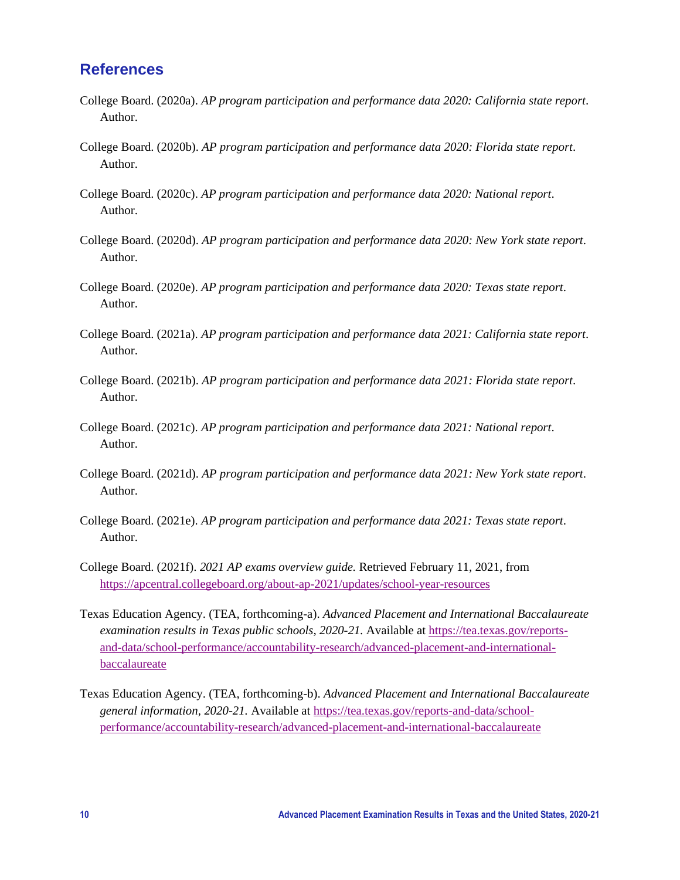## References

College Board. (2020a). *AP program participation and performance data 2020: California state report*. Author.

College Board. (2020b). *AP program participation and performance data 2020: Florida state report*. Author.

College Board. (2020c). *AP program participation and performance data 2020: National report*. Author.

College Board. (2020d). *AP program participation and performance data 2020: New York state report*. Author.

College Board. (2020e). *AP program participation and performance data 2020: Texas state report*. Author.

College Board. (2021a). *AP program participation and performance data 2021: California state report*. Author.

College Board. (2021b). *AP program participation and performance data 2021: Florida state report*. Author.

College Board. (2021c). *AP program participation and performance data 2021: National report*. Author.

College Board. (2021d). *AP program participation and performance data 2021: New York state report*. Author.

College Board. (2021e). *AP program participation and performance data 2021: Texas state report*. Author.

College Board. (2021f). *2021 AP exams overview guide.* Retrieved February 11, 2021, from https://apcentral.collegeboard.org/about-ap-2021/updates/school-year-resources

Texas Education Agency. (TEA, forthcoming-a). *Advanced Placement and International Baccalaureate examination results in Texas public schools, 2020-21.* Available at https://tea.texas.gov/reports-and-data/school-performance/accountability-research/advanced-placement-and-international-baccalaureate

Texas Education Agency. (TEA, forthcoming-b). *Advanced Placement and International Baccalaureate general information, 2020-21.* Available at https://tea.texas.gov/reports-and-data/school-performance/accountability-research/advanced-placement-and-international-baccalaureate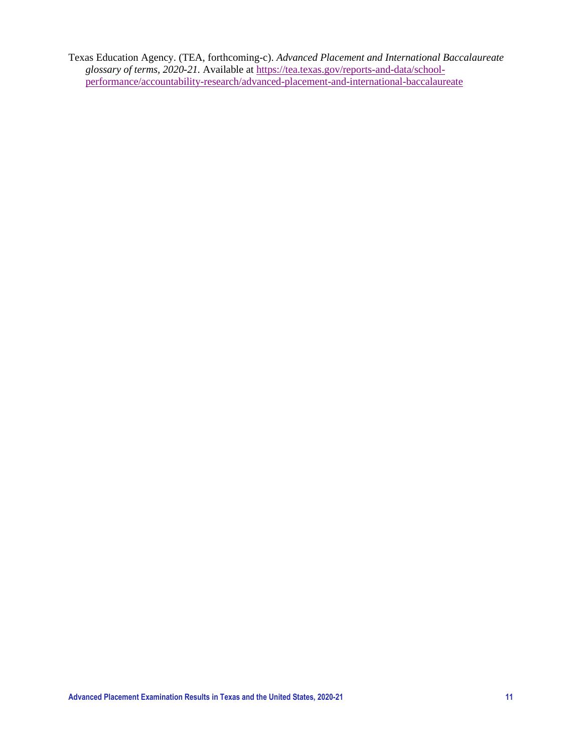Texas Education Agency. (TEA, forthcoming-c). *Advanced Placement and International Baccalaureate glossary of terms, 2020-21.* Available at [https://tea.texas.gov/reports-and-data/school-performance/accountability-research/advanced-placement-and-international-baccalaureate](https://tea.texas.gov/reports-and-data/school-performance/accountability-research/advanced-placement-and-international-baccalaureate)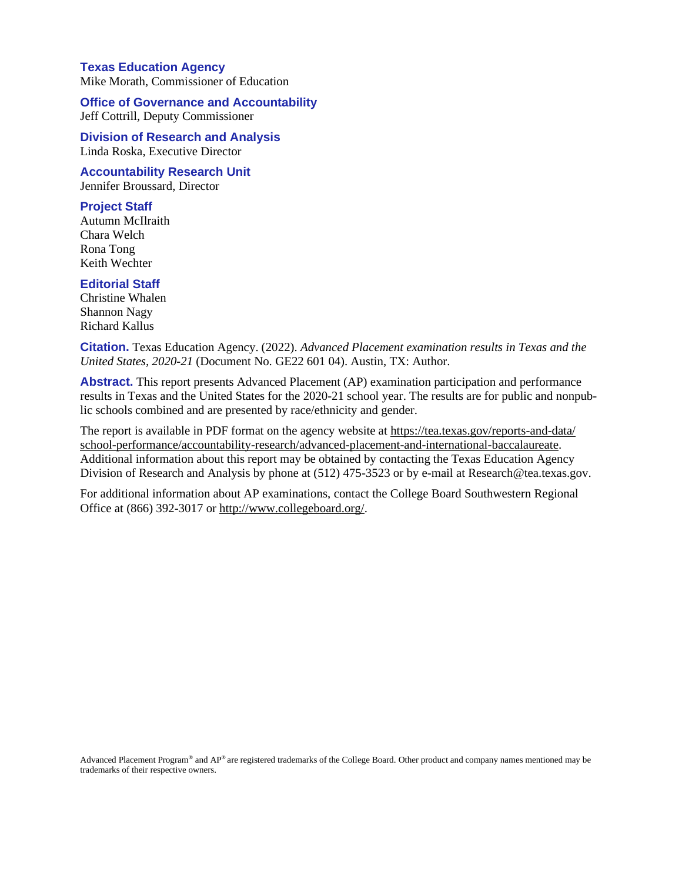**Texas Education Agency**
Mike Morath, Commissioner of Education

**Office of Governance and Accountability**
Jeff Cottrill, Deputy Commissioner

**Division of Research and Analysis**
Linda Roska, Executive Director

**Accountability Research Unit**
Jennifer Broussard, Director

**Project Staff**
Autumn McIlraith
Chara Welch
Rona Tong
Keith Wechter

**Editorial Staff**
Christine Whalen
Shannon Nagy
Richard Kallus

**Citation.** Texas Education Agency. (2022). *Advanced Placement examination results in Texas and the United States, 2020-21* (Document No. GE22 601 04). Austin, TX: Author.

**Abstract.** This report presents Advanced Placement (AP) examination participation and performance results in Texas and the United States for the 2020-21 school year. The results are for public and nonpublic schools combined and are presented by race/ethnicity and gender.

The report is available in PDF format on the agency website at https://tea.texas.gov/reports-and-data/school-performance/accountability-research/advanced-placement-and-international-baccalaureate. Additional information about this report may be obtained by contacting the Texas Education Agency Division of Research and Analysis by phone at (512) 475-3523 or by e-mail at Research@tea.texas.gov.

For additional information about AP examinations, contact the College Board Southwestern Regional Office at (866) 392-3017 or http://www.collegeboard.org/.

Advanced Placement Program® and AP® are registered trademarks of the College Board. Other product and company names mentioned may be trademarks of their respective owners.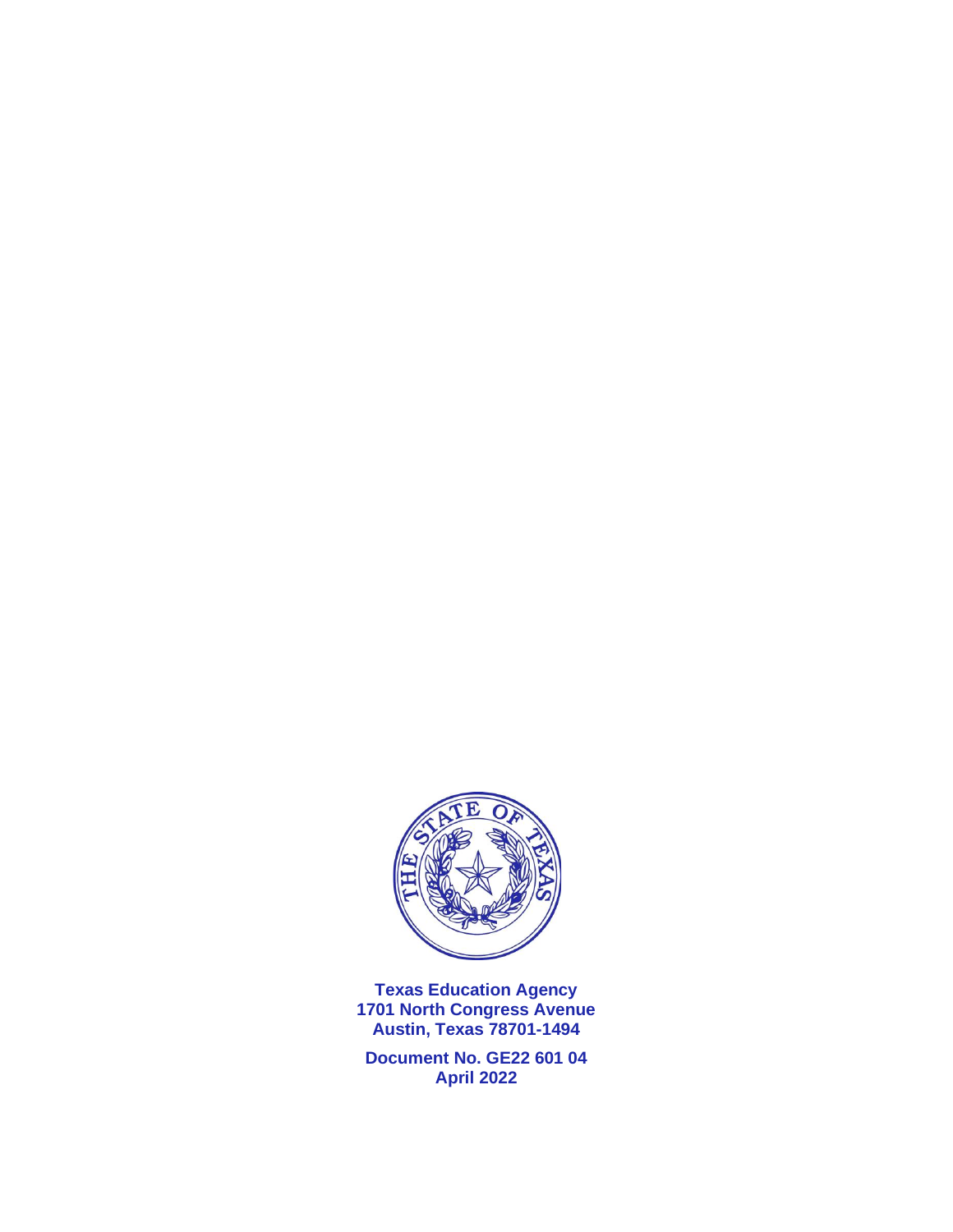**Texas Education Agency**
**1701 North Congress Avenue**
**Austin, Texas 78701-1494**

**Document No. GE22 601 04**
**April 2022**